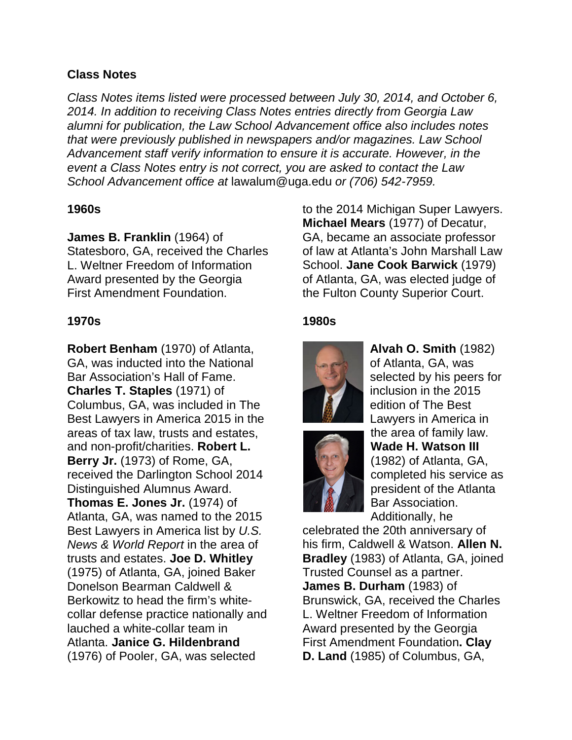**Class Notes**

*Class Notes items listed were processed between July 30, 2014, and October 6, 2014. In addition to receiving Class Notes entries directly from Georgia Law alumni for publication, the Law School Advancement office also includes notes that were previously published in newspapers and/or magazines. Law School Advancement staff verify information to ensure it is accurate. However, in the event a Class Notes entry is not correct, you are asked to contact the Law School Advancement office at* lawalum@uga.edu *or (706) 542-7959.*

**1960s**

**James B. Franklin** (1964) of Statesboro, GA, received the Charles L. Weltner Freedom of Information Award presented by the Georgia First Amendment Foundation.

**1970s**

**Robert Benham** (1970) of Atlanta, GA, was inducted into the National Bar Association's Hall of Fame. **Charles T. Staples** (1971) of Columbus, GA, was included in The Best Lawyers in America 2015 in the areas of tax law, trusts and estates, and non-profit/charities. **Robert L. Berry Jr.** (1973) of Rome, GA, received the Darlington School 2014 Distinguished Alumnus Award. **Thomas E. Jones Jr.** (1974) of Atlanta, GA, was named to the 2015 Best Lawyers in America list by *U.S. News & World Report* in the area of trusts and estates. **Joe D. Whitley** (1975) of Atlanta, GA, joined Baker Donelson Bearman Caldwell & Berkowitz to head the firm's white-collar defense practice nationally and lauched a white-collar team in Atlanta. **Janice G. Hildenbrand** (1976) of Pooler, GA, was selected to the 2014 Michigan Super Lawyers. **Michael Mears** (1977) of Decatur, GA, became an associate professor of law at Atlanta's John Marshall Law School. **Jane Cook Barwick** (1979) of Atlanta, GA, was elected judge of the Fulton County Superior Court.

**1980s**

**Alvah O. Smith** (1982) of Atlanta, GA, was selected by his peers for inclusion in the 2015 edition of The Best Lawyers in America in the area of family law. **Wade H. Watson III** (1982) of Atlanta, GA, completed his service as president of the Atlanta Bar Association. Additionally, he celebrated the 20th anniversary of his firm, Caldwell & Watson. **Allen N. Bradley** (1983) of Atlanta, GA, joined Trusted Counsel as a partner. **James B. Durham** (1983) of Brunswick, GA, received the Charles L. Weltner Freedom of Information Award presented by the Georgia First Amendment Foundation**. Clay D. Land** (1985) of Columbus, GA,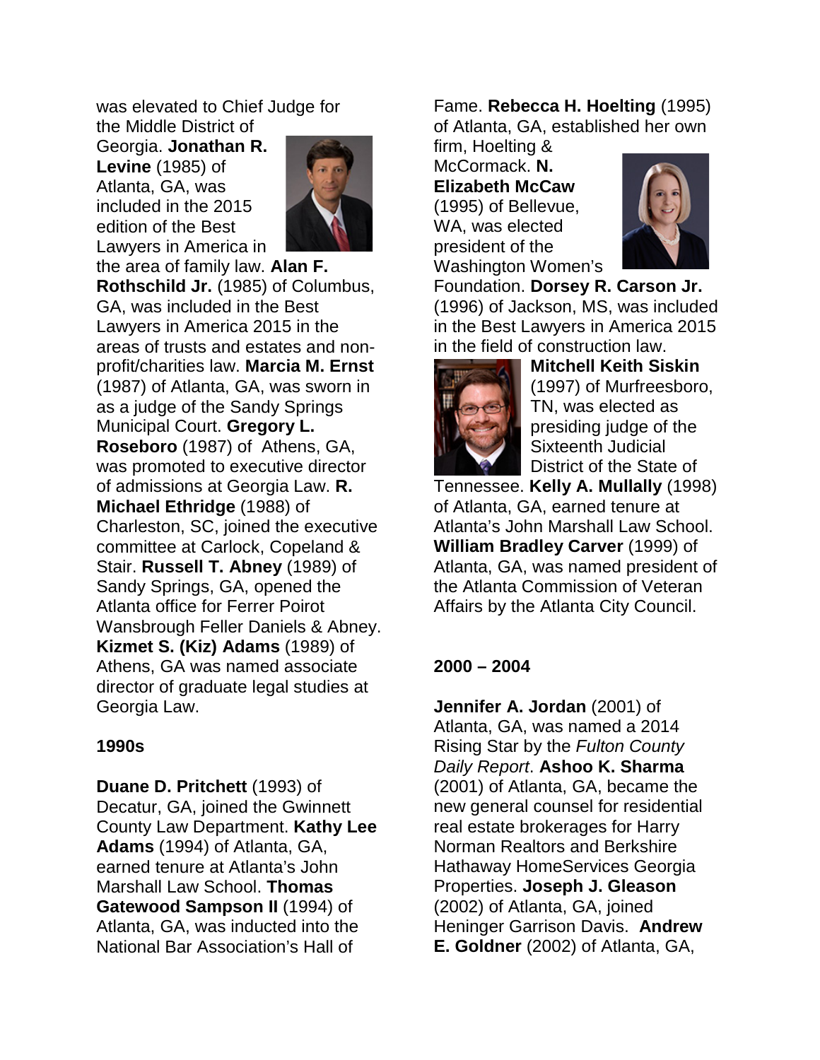was elevated to Chief Judge for the Middle District of Georgia. **Jonathan R. Levine** (1985) of Atlanta, GA, was included in the 2015 edition of the Best Lawyers in America in the area of family law. **Alan F. Rothschild Jr.** (1985) of Columbus, GA, was included in the Best Lawyers in America 2015 in the areas of trusts and estates and non-profit/charities law. **Marcia M. Ernst** (1987) of Atlanta, GA, was sworn in as a judge of the Sandy Springs Municipal Court. **Gregory L. Roseboro** (1987) of Athens, GA, was promoted to executive director of admissions at Georgia Law. **R. Michael Ethridge** (1988) of Charleston, SC, joined the executive committee at Carlock, Copeland & Stair. **Russell T. Abney** (1989) of Sandy Springs, GA, opened the Atlanta office for Ferrer Poirot Wansbrough Feller Daniels & Abney. **Kizmet S. (Kiz) Adams** (1989) of Athens, GA was named associate director of graduate legal studies at Georgia Law.

**1990s**

**Duane D. Pritchett** (1993) of Decatur, GA, joined the Gwinnett County Law Department. **Kathy Lee Adams** (1994) of Atlanta, GA, earned tenure at Atlanta's John Marshall Law School. **Thomas Gatewood Sampson II** (1994) of Atlanta, GA, was inducted into the National Bar Association's Hall of Fame. **Rebecca H. Hoelting** (1995) of Atlanta, GA, established her own firm, Hoelting & McCormack. **N. Elizabeth McCaw** (1995) of Bellevue, WA, was elected president of the Washington Women's Foundation. **Dorsey R. Carson Jr.** (1996) of Jackson, MS, was included in the Best Lawyers in America 2015 in the field of construction law. **Mitchell Keith Siskin** (1997) of Murfreesboro, TN, was elected as presiding judge of the Sixteenth Judicial District of the State of Tennessee. **Kelly A. Mullally** (1998) of Atlanta, GA, earned tenure at Atlanta's John Marshall Law School. **William Bradley Carver** (1999) of Atlanta, GA, was named president of the Atlanta Commission of Veteran Affairs by the Atlanta City Council.

**2000 – 2004**

**Jennifer A. Jordan** (2001) of Atlanta, GA, was named a 2014 Rising Star by the *Fulton County Daily Report*. **Ashoo K. Sharma** (2001) of Atlanta, GA, became the new general counsel for residential real estate brokerages for Harry Norman Realtors and Berkshire Hathaway HomeServices Georgia Properties. **Joseph J. Gleason** (2002) of Atlanta, GA, joined Heninger Garrison Davis. **Andrew E. Goldner** (2002) of Atlanta, GA,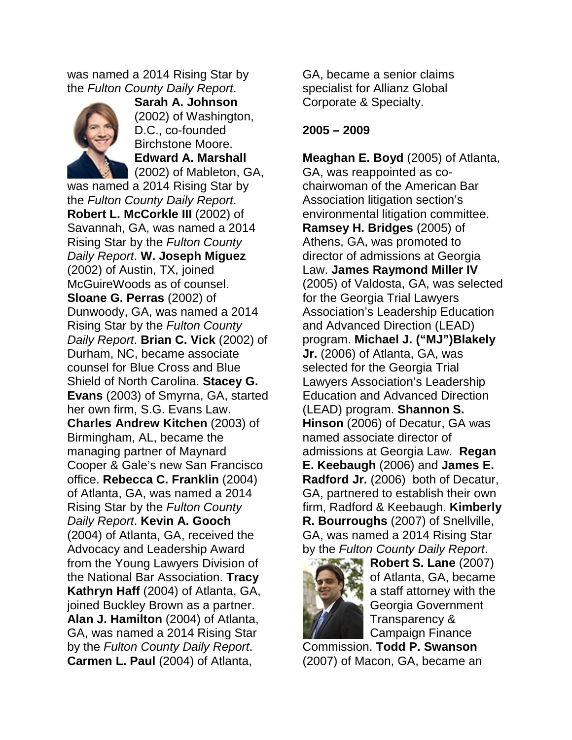was named a 2014 Rising Star by the *Fulton County Daily Report*. **Sarah A. Johnson** (2002) of Washington, D.C., co-founded Birchstone Moore. **Edward A. Marshall** (2002) of Mableton, GA, was named a 2014 Rising Star by the *Fulton County Daily Report*. **Robert L. McCorkle III** (2002) of Savannah, GA, was named a 2014 Rising Star by the *Fulton County Daily Report*. **W. Joseph Miguez** (2002) of Austin, TX, joined McGuireWoods as of counsel. **Sloane G. Perras** (2002) of Dunwoody, GA, was named a 2014 Rising Star by the *Fulton County Daily Report*. **Brian C. Vick** (2002) of Durham, NC, became associate counsel for Blue Cross and Blue Shield of North Carolina. **Stacey G. Evans** (2003) of Smyrna, GA, started her own firm, S.G. Evans Law. **Charles Andrew Kitchen** (2003) of Birmingham, AL, became the managing partner of Maynard Cooper & Gale's new San Francisco office. **Rebecca C. Franklin** (2004) of Atlanta, GA, was named a 2014 Rising Star by the *Fulton County Daily Report*. **Kevin A. Gooch** (2004) of Atlanta, GA, received the Advocacy and Leadership Award from the Young Lawyers Division of the National Bar Association. **Tracy Kathryn Haff** (2004) of Atlanta, GA, joined Buckley Brown as a partner. **Alan J. Hamilton** (2004) of Atlanta, GA, was named a 2014 Rising Star by the *Fulton County Daily Report*. **Carmen L. Paul** (2004) of Atlanta, GA, became a senior claims specialist for Allianz Global Corporate & Specialty.

**2005 – 2009**

**Meaghan E. Boyd** (2005) of Atlanta, GA, was reappointed as co-chairwoman of the American Bar Association litigation section's environmental litigation committee. **Ramsey H. Bridges** (2005) of Athens, GA, was promoted to director of admissions at Georgia Law. **James Raymond Miller IV** (2005) of Valdosta, GA, was selected for the Georgia Trial Lawyers Association's Leadership Education and Advanced Direction (LEAD) program. **Michael J. ("MJ")Blakely Jr.** (2006) of Atlanta, GA, was selected for the Georgia Trial Lawyers Association's Leadership Education and Advanced Direction (LEAD) program. **Shannon S. Hinson** (2006) of Decatur, GA was named associate director of admissions at Georgia Law. **Regan E. Keebaugh** (2006) and **James E. Radford Jr.** (2006) both of Decatur, GA, partnered to establish their own firm, Radford & Keebaugh. **Kimberly R. Bourroughs** (2007) of Snellville, GA, was named a 2014 Rising Star by the *Fulton County Daily Report*. **Robert S. Lane** (2007) of Atlanta, GA, became a staff attorney with the Georgia Government Transparency & Campaign Finance Commission. **Todd P. Swanson** (2007) of Macon, GA, became an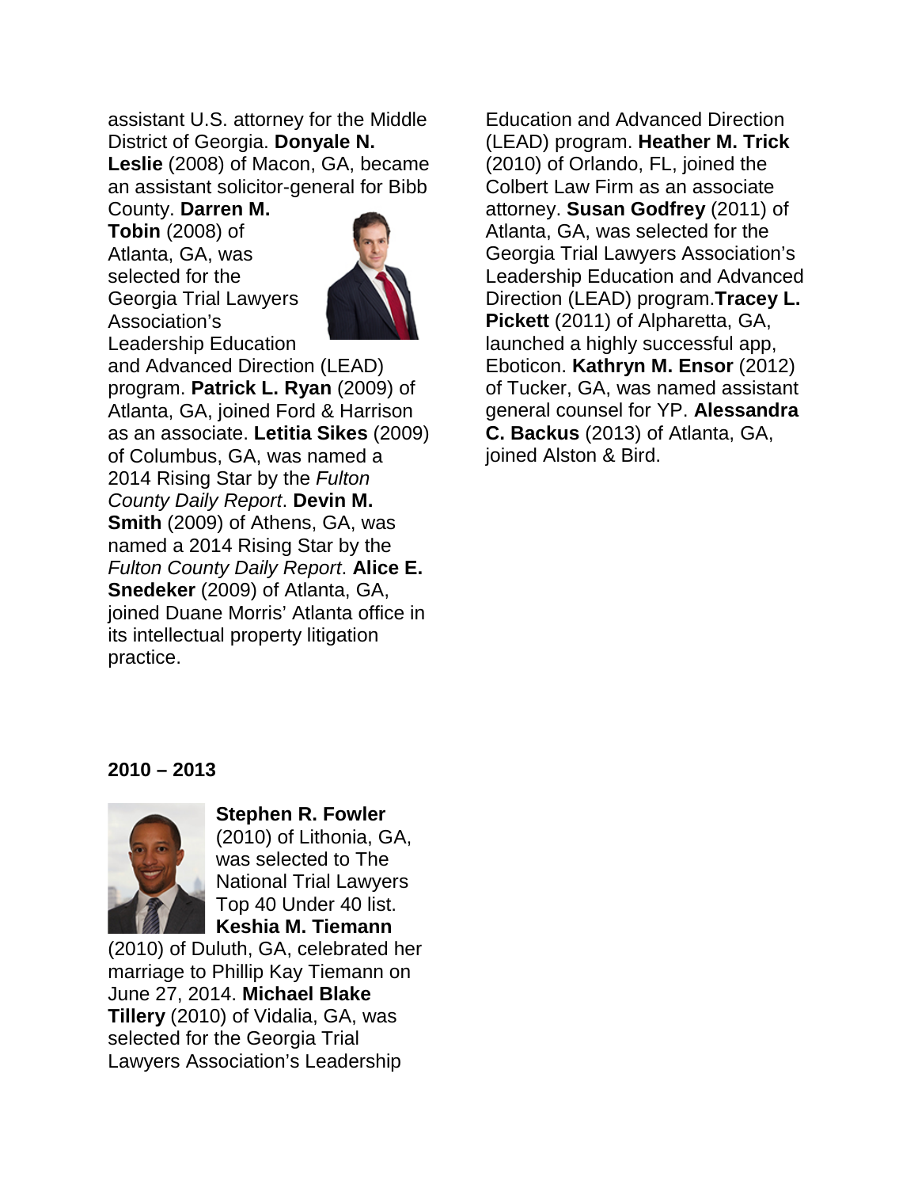assistant U.S. attorney for the Middle District of Georgia. **Donyale N. Leslie** (2008) of Macon, GA, became an assistant solicitor-general for Bibb County. **Darren M. Tobin** (2008) of Atlanta, GA, was selected for the Georgia Trial Lawyers Association's Leadership Education and Advanced Direction (LEAD) program. **Patrick L. Ryan** (2009) of Atlanta, GA, joined Ford & Harrison as an associate. **Letitia Sikes** (2009) of Columbus, GA, was named a 2014 Rising Star by the *Fulton County Daily Report*. **Devin M. Smith** (2009) of Athens, GA, was named a 2014 Rising Star by the *Fulton County Daily Report*. **Alice E. Snedeker** (2009) of Atlanta, GA, joined Duane Morris' Atlanta office in its intellectual property litigation practice.

**2010 – 2013**

**Stephen R. Fowler** (2010) of Lithonia, GA, was selected to The National Trial Lawyers Top 40 Under 40 list. **Keshia M. Tiemann** (2010) of Duluth, GA, celebrated her marriage to Phillip Kay Tiemann on June 27, 2014. **Michael Blake Tillery** (2010) of Vidalia, GA, was selected for the Georgia Trial Lawyers Association's Leadership Education and Advanced Direction (LEAD) program. **Heather M. Trick** (2010) of Orlando, FL, joined the Colbert Law Firm as an associate attorney. **Susan Godfrey** (2011) of Atlanta, GA, was selected for the Georgia Trial Lawyers Association's Leadership Education and Advanced Direction (LEAD) program. **Tracey L. Pickett** (2011) of Alpharetta, GA, launched a highly successful app, Eboticon. **Kathryn M. Ensor** (2012) of Tucker, GA, was named assistant general counsel for YP. **Alessandra C. Backus** (2013) of Atlanta, GA, joined Alston & Bird.